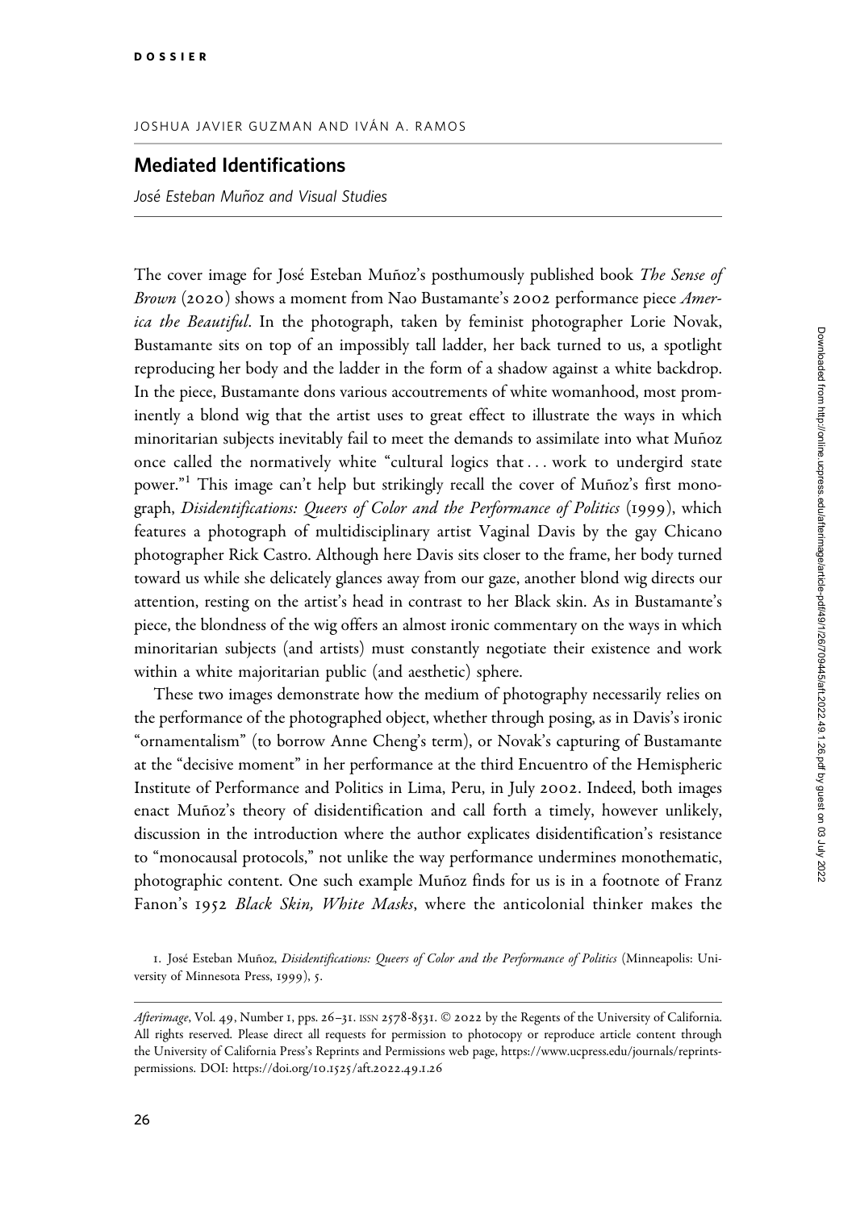DOSSIER

JOSHUA JAVIER GUZMAN AND IVÁN A. RAMOS

# Mediated Identifications

*José Esteban Muñoz and Visual Studies*

The cover image for José Esteban Muñoz's posthumously published book *The Sense of Brown* (2020) shows a moment from Nao Bustamante's 2002 performance piece *America the Beautiful*. In the photograph, taken by feminist photographer Lorie Novak, Bustamante sits on top of an impossibly tall ladder, her back turned to us, a spotlight reproducing her body and the ladder in the form of a shadow against a white backdrop. In the piece, Bustamante dons various accoutrements of white womanhood, most prominently a blond wig that the artist uses to great effect to illustrate the ways in which minoritarian subjects inevitably fail to meet the demands to assimilate into what Muñoz once called the normatively white "cultural logics that . . . work to undergird state power."[1] This image can't help but strikingly recall the cover of Muñoz's first monograph, *Disidentifications: Queers of Color and the Performance of Politics* (1999), which features a photograph of multidisciplinary artist Vaginal Davis by the gay Chicano photographer Rick Castro. Although here Davis sits closer to the frame, her body turned toward us while she delicately glances away from our gaze, another blond wig directs our attention, resting on the artist's head in contrast to her Black skin. As in Bustamante's piece, the blondness of the wig offers an almost ironic commentary on the ways in which minoritarian subjects (and artists) must constantly negotiate their existence and work within a white majoritarian public (and aesthetic) sphere.

These two images demonstrate how the medium of photography necessarily relies on the performance of the photographed object, whether through posing, as in Davis's ironic "ornamentalism" (to borrow Anne Cheng's term), or Novak's capturing of Bustamante at the "decisive moment" in her performance at the third Encuentro of the Hemispheric Institute of Performance and Politics in Lima, Peru, in July 2002. Indeed, both images enact Muñoz's theory of disidentification and call forth a timely, however unlikely, discussion in the introduction where the author explicates disidentification's resistance to "monocausal protocols," not unlike the way performance undermines monothematic, photographic content. One such example Muñoz finds for us is in a footnote of Franz Fanon's 1952 *Black Skin, White Masks*, where the anticolonial thinker makes the

1. José Esteban Muñoz, *Disidentifications: Queers of Color and the Performance of Politics* (Minneapolis: University of Minnesota Press, 1999), 5.

*Afterimage*, Vol. 49, Number 1, pps. 26–31. ISSN 2578-8531. © 2022 by the Regents of the University of California. All rights reserved. Please direct all requests for permission to photocopy or reproduce article content through the University of California Press's Reprints and Permissions web page, https://www.ucpress.edu/journals/reprints-permissions. DOI: https://doi.org/10.1525/aft.2022.49.1.26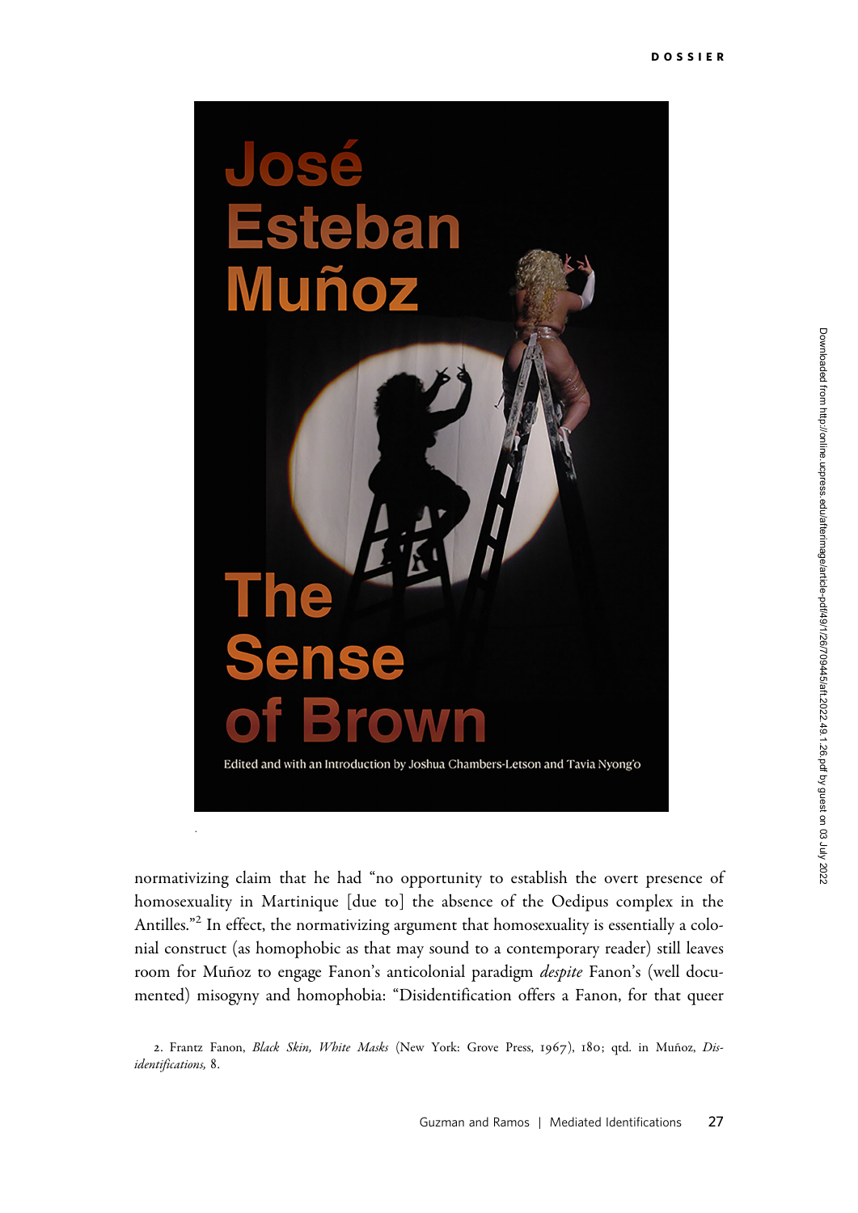normativizing claim that he had "no opportunity to establish the overt presence of homosexuality in Martinique [due to] the absence of the Oedipus complex in the Antilles."[2] In effect, the normativizing argument that homosexuality is essentially a colonial construct (as homophobic as that may sound to a contemporary reader) still leaves room for Muñoz to engage Fanon's anticolonial paradigm *despite* Fanon's (well documented) misogyny and homophobia: "Disidentification offers a Fanon, for that queer

2. Frantz Fanon, *Black Skin, White Masks* (New York: Grove Press, 1967), 180; qtd. in Muñoz, *Disidentifications,* 8.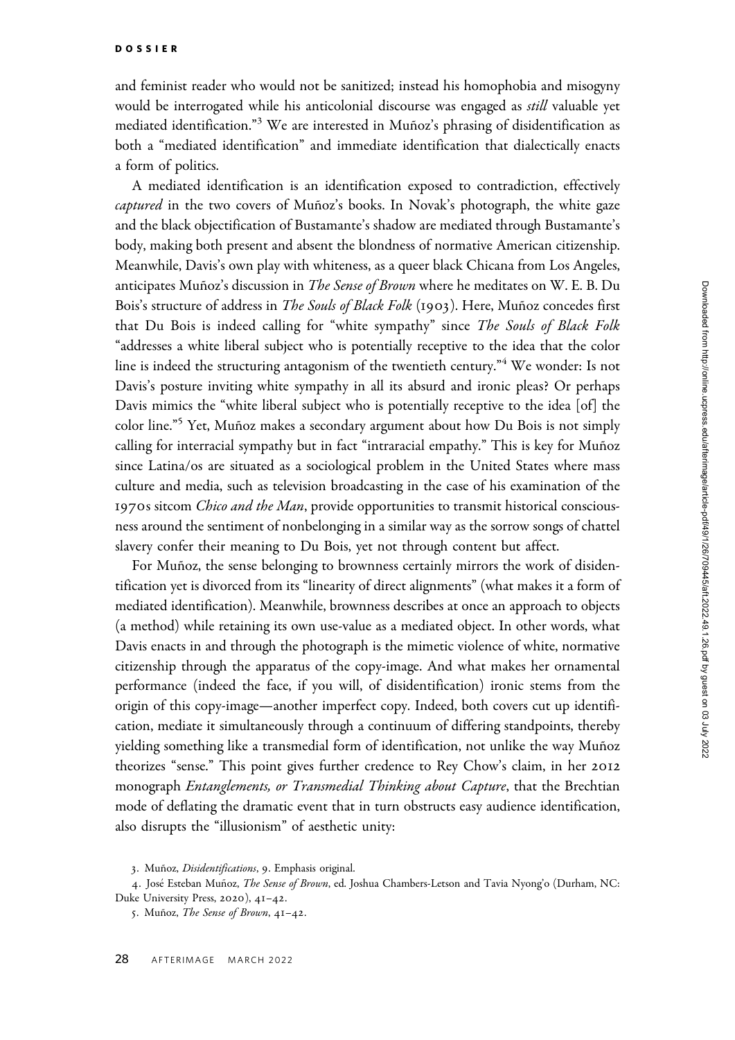and feminist reader who would not be sanitized; instead his homophobia and misogyny would be interrogated while his anticolonial discourse was engaged as *still* valuable yet mediated identification."[3] We are interested in Muñoz's phrasing of disidentification as both a "mediated identification" and immediate identification that dialectically enacts a form of politics.

A mediated identification is an identification exposed to contradiction, effectively *captured* in the two covers of Muñoz's books. In Novak's photograph, the white gaze and the black objectification of Bustamante's shadow are mediated through Bustamante's body, making both present and absent the blondness of normative American citizenship. Meanwhile, Davis's own play with whiteness, as a queer black Chicana from Los Angeles, anticipates Muñoz's discussion in *The Sense of Brown* where he meditates on W. E. B. Du Bois's structure of address in *The Souls of Black Folk* (1903). Here, Muñoz concedes first that Du Bois is indeed calling for "white sympathy" since *The Souls of Black Folk* "addresses a white liberal subject who is potentially receptive to the idea that the color line is indeed the structuring antagonism of the twentieth century."[4] We wonder: Is not Davis's posture inviting white sympathy in all its absurd and ironic pleas? Or perhaps Davis mimics the "white liberal subject who is potentially receptive to the idea [of] the color line."[5] Yet, Muñoz makes a secondary argument about how Du Bois is not simply calling for interracial sympathy but in fact "intraracial empathy." This is key for Muñoz since Latina/os are situated as a sociological problem in the United States where mass culture and media, such as television broadcasting in the case of his examination of the 1970s sitcom *Chico and the Man*, provide opportunities to transmit historical consciousness around the sentiment of nonbelonging in a similar way as the sorrow songs of chattel slavery confer their meaning to Du Bois, yet not through content but affect.

For Muñoz, the sense belonging to brownness certainly mirrors the work of disidentification yet is divorced from its "linearity of direct alignments" (what makes it a form of mediated identification). Meanwhile, brownness describes at once an approach to objects (a method) while retaining its own use-value as a mediated object. In other words, what Davis enacts in and through the photograph is the mimetic violence of white, normative citizenship through the apparatus of the copy-image. And what makes her ornamental performance (indeed the face, if you will, of disidentification) ironic stems from the origin of this copy-image—another imperfect copy. Indeed, both covers cut up identification, mediate it simultaneously through a continuum of differing standpoints, thereby yielding something like a transmedial form of identification, not unlike the way Muñoz theorizes "sense." This point gives further credence to Rey Chow's claim, in her 2012 monograph *Entanglements, or Transmedial Thinking about Capture*, that the Brechtian mode of deflating the dramatic event that in turn obstructs easy audience identification, also disrupts the "illusionism" of aesthetic unity:

3. Muñoz, *Disidentifications*, 9. Emphasis original.

4. José Esteban Muñoz, *The Sense of Brown*, ed. Joshua Chambers-Letson and Tavia Nyong'o (Durham, NC: Duke University Press, 2020), 41–42.

5. Muñoz, *The Sense of Brown*, 41–42.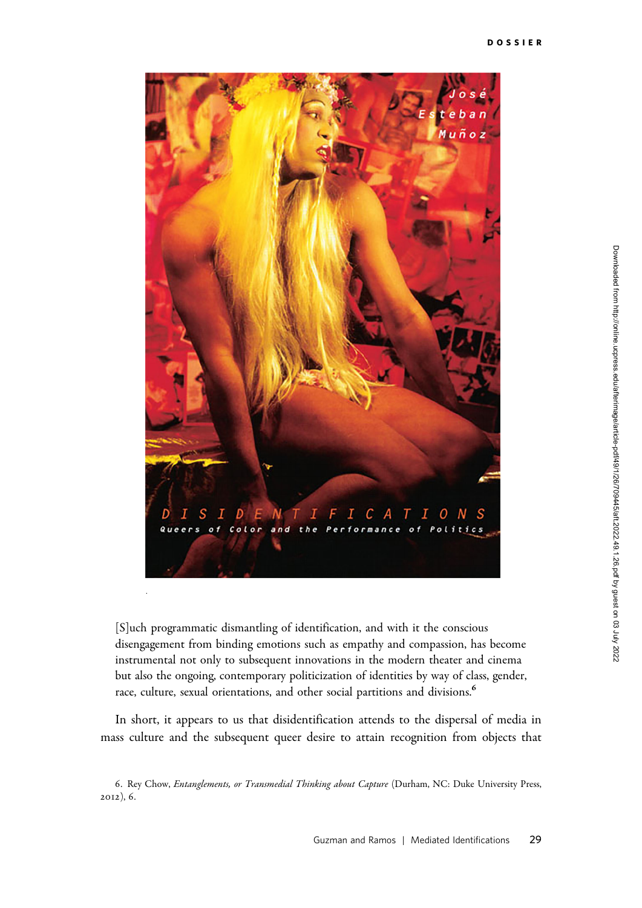[S]uch programmatic dismantling of identification, and with it the conscious disengagement from binding emotions such as empathy and compassion, has become instrumental not only to subsequent innovations in the modern theater and cinema but also the ongoing, contemporary politicization of identities by way of class, gender, race, culture, sexual orientations, and other social partitions and divisions.[6]

In short, it appears to us that disidentification attends to the dispersal of media in mass culture and the subsequent queer desire to attain recognition from objects that

6. Rey Chow, *Entanglements, or Transmedial Thinking about Capture* (Durham, NC: Duke University Press, 2012), 6.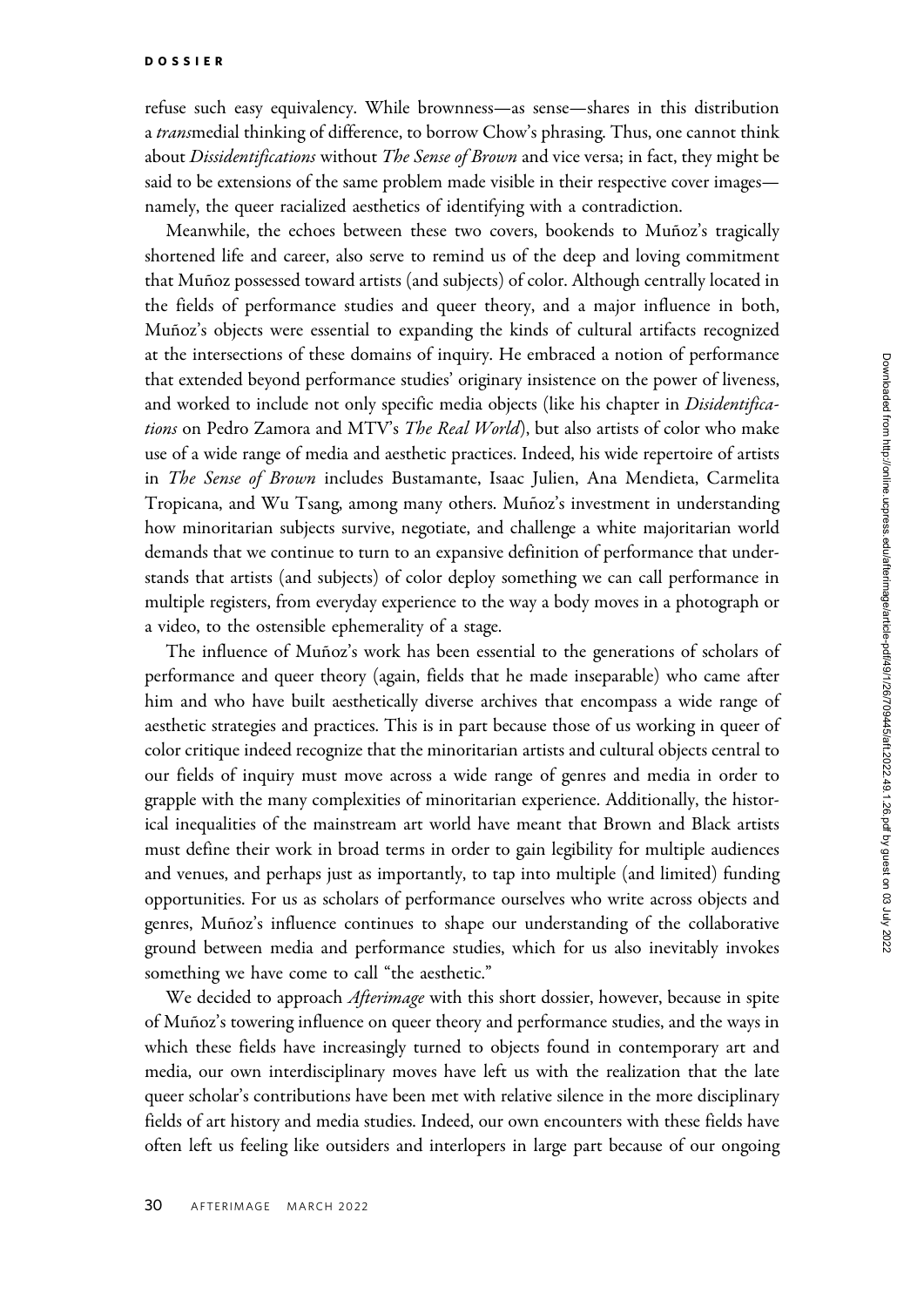refuse such easy equivalency. While brownness—as sense—shares in this distribution a *trans*medial thinking of difference, to borrow Chow's phrasing. Thus, one cannot think about *Dissidentifications* without *The Sense of Brown* and vice versa; in fact, they might be said to be extensions of the same problem made visible in their respective cover images—namely, the queer racialized aesthetics of identifying with a contradiction.

Meanwhile, the echoes between these two covers, bookends to Muñoz's tragically shortened life and career, also serve to remind us of the deep and loving commitment that Muñoz possessed toward artists (and subjects) of color. Although centrally located in the fields of performance studies and queer theory, and a major influence in both, Muñoz's objects were essential to expanding the kinds of cultural artifacts recognized at the intersections of these domains of inquiry. He embraced a notion of performance that extended beyond performance studies' originary insistence on the power of liveness, and worked to include not only specific media objects (like his chapter in *Disidentifications* on Pedro Zamora and MTV's *The Real World*), but also artists of color who make use of a wide range of media and aesthetic practices. Indeed, his wide repertoire of artists in *The Sense of Brown* includes Bustamante, Isaac Julien, Ana Mendieta, Carmelita Tropicana, and Wu Tsang, among many others. Muñoz's investment in understanding how minoritarian subjects survive, negotiate, and challenge a white majoritarian world demands that we continue to turn to an expansive definition of performance that understands that artists (and subjects) of color deploy something we can call performance in multiple registers, from everyday experience to the way a body moves in a photograph or a video, to the ostensible ephemerality of a stage.

The influence of Muñoz's work has been essential to the generations of scholars of performance and queer theory (again, fields that he made inseparable) who came after him and who have built aesthetically diverse archives that encompass a wide range of aesthetic strategies and practices. This is in part because those of us working in queer of color critique indeed recognize that the minoritarian artists and cultural objects central to our fields of inquiry must move across a wide range of genres and media in order to grapple with the many complexities of minoritarian experience. Additionally, the historical inequalities of the mainstream art world have meant that Brown and Black artists must define their work in broad terms in order to gain legibility for multiple audiences and venues, and perhaps just as importantly, to tap into multiple (and limited) funding opportunities. For us as scholars of performance ourselves who write across objects and genres, Muñoz's influence continues to shape our understanding of the collaborative ground between media and performance studies, which for us also inevitably invokes something we have come to call "the aesthetic."

We decided to approach *Afterimage* with this short dossier, however, because in spite of Muñoz's towering influence on queer theory and performance studies, and the ways in which these fields have increasingly turned to objects found in contemporary art and media, our own interdisciplinary moves have left us with the realization that the late queer scholar's contributions have been met with relative silence in the more disciplinary fields of art history and media studies. Indeed, our own encounters with these fields have often left us feeling like outsiders and interlopers in large part because of our ongoing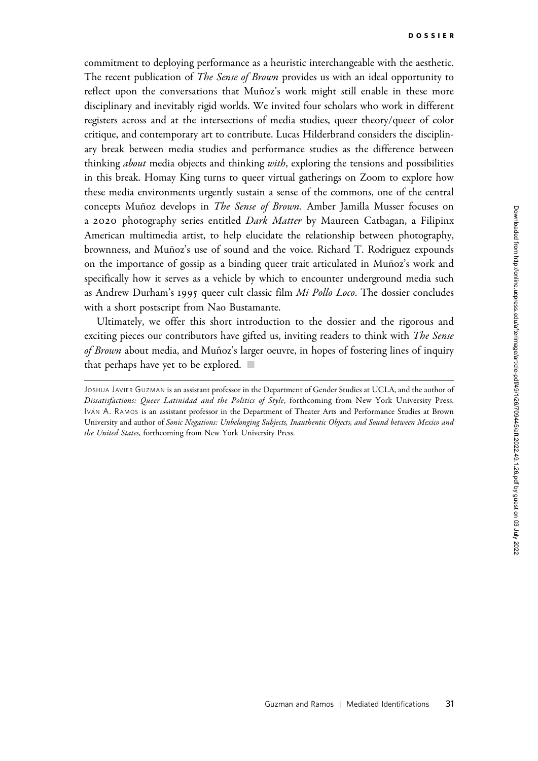commitment to deploying performance as a heuristic interchangeable with the aesthetic. The recent publication of *The Sense of Brown* provides us with an ideal opportunity to reflect upon the conversations that Muñoz's work might still enable in these more disciplinary and inevitably rigid worlds. We invited four scholars who work in different registers across and at the intersections of media studies, queer theory/queer of color critique, and contemporary art to contribute. Lucas Hilderbrand considers the disciplinary break between media studies and performance studies as the difference between thinking *about* media objects and thinking *with*, exploring the tensions and possibilities in this break. Homay King turns to queer virtual gatherings on Zoom to explore how these media environments urgently sustain a sense of the commons, one of the central concepts Muñoz develops in *The Sense of Brown*. Amber Jamilla Musser focuses on a 2020 photography series entitled *Dark Matter* by Maureen Catbagan, a Filipinx American multimedia artist, to help elucidate the relationship between photography, brownness, and Muñoz's use of sound and the voice. Richard T. Rodriguez expounds on the importance of gossip as a binding queer trait articulated in Muñoz's work and specifically how it serves as a vehicle by which to encounter underground media such as Andrew Durham's 1995 queer cult classic film *Mi Pollo Loco*. The dossier concludes with a short postscript from Nao Bustamante.

Ultimately, we offer this short introduction to the dossier and the rigorous and exciting pieces our contributors have gifted us, inviting readers to think with *The Sense of Brown* about media, and Muñoz's larger oeuvre, in hopes of fostering lines of inquiry that perhaps have yet to be explored. ■

---

JOSHUA JAVIER GUZMAN is an assistant professor in the Department of Gender Studies at UCLA, and the author of *Dissatisfactions: Queer Latinidad and the Politics of Style*, forthcoming from New York University Press. IVÁN A. RAMOS is an assistant professor in the Department of Theater Arts and Performance Studies at Brown University and author of *Sonic Negations: Unbelonging Subjects, Inauthentic Objects, and Sound between Mexico and the United States*, forthcoming from New York University Press.